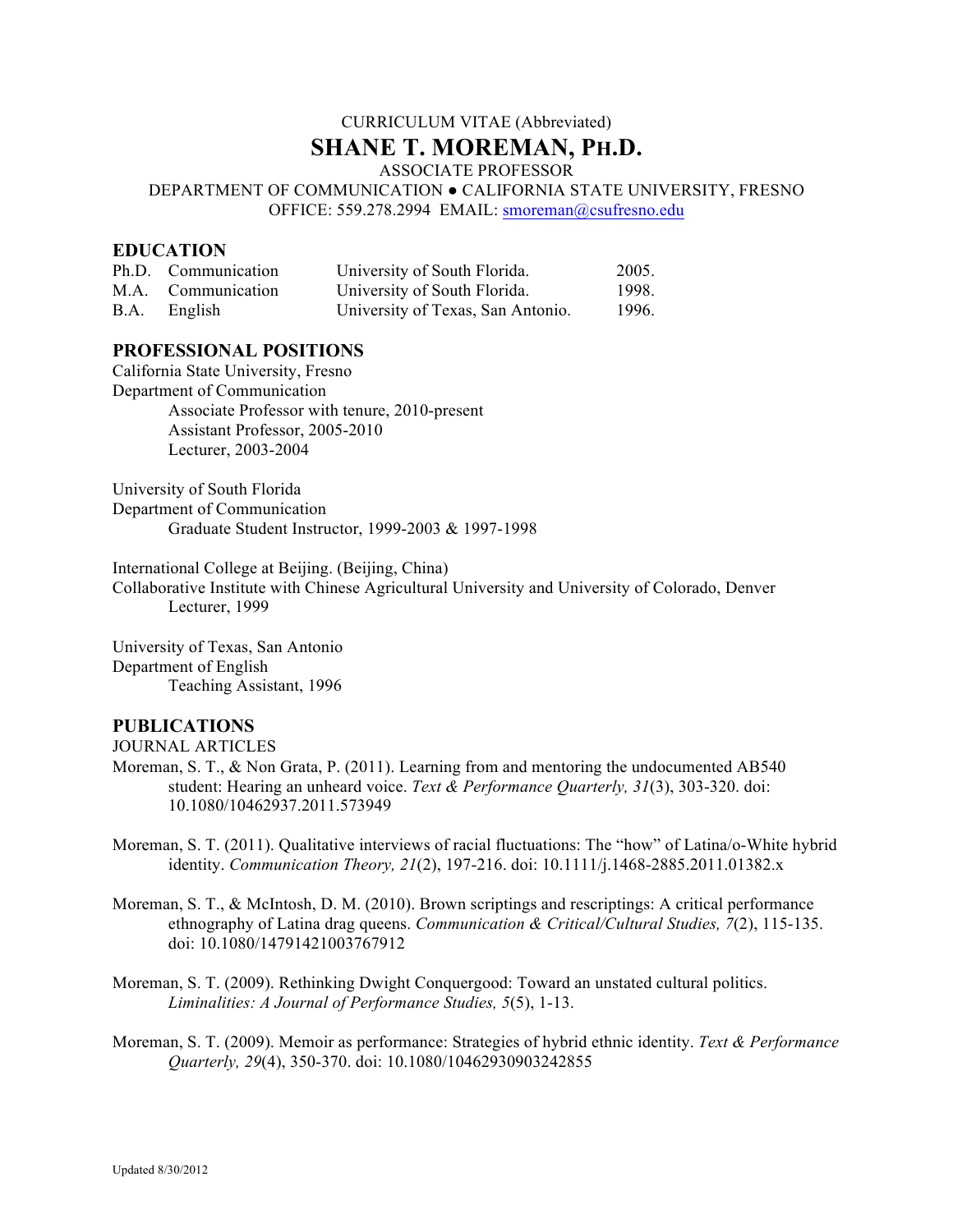CURRICULUM VITAE (Abbreviated)

# SHANE T. MOREMAN, PH.D.

ASSOCIATE PROFESSOR

DEPARTMENT OF COMMUNICATION ● CALIFORNIA STATE UNIVERSITY, FRESNO

OFFICE: 559.278.2994 EMAIL: smoreman@csufresno.edu

## EDUCATION

| | | | |
|---|---|---|---|
| Ph.D. | Communication | University of South Florida. | 2005. |
| M.A. | Communication | University of South Florida. | 1998. |
| B.A. | English | University of Texas, San Antonio. | 1996. |

## PROFESSIONAL POSITIONS

California State University, Fresno
Department of Communication
- Associate Professor with tenure, 2010-present
- Assistant Professor, 2005-2010
- Lecturer, 2003-2004

University of South Florida
Department of Communication
- Graduate Student Instructor, 1999-2003 & 1997-1998

International College at Beijing. (Beijing, China)
Collaborative Institute with Chinese Agricultural University and University of Colorado, Denver
- Lecturer, 1999

University of Texas, San Antonio
Department of English
- Teaching Assistant, 1996

## PUBLICATIONS

JOURNAL ARTICLES

Moreman, S. T., & Non Grata, P. (2011). Learning from and mentoring the undocumented AB540 student: Hearing an unheard voice. *Text & Performance Quarterly, 31*(3), 303-320. doi: 10.1080/10462937.2011.573949

Moreman, S. T. (2011). Qualitative interviews of racial fluctuations: The "how" of Latina/o-White hybrid identity. *Communication Theory, 21*(2), 197-216. doi: 10.1111/j.1468-2885.2011.01382.x

Moreman, S. T., & McIntosh, D. M. (2010). Brown scriptings and rescriptings: A critical performance ethnography of Latina drag queens. *Communication & Critical/Cultural Studies, 7*(2), 115-135. doi: 10.1080/14791421003767912

Moreman, S. T. (2009). Rethinking Dwight Conquergood: Toward an unstated cultural politics. *Liminalities: A Journal of Performance Studies, 5*(5), 1-13.

Moreman, S. T. (2009). Memoir as performance: Strategies of hybrid ethnic identity. *Text & Performance Quarterly, 29*(4), 350-370. doi: 10.1080/10462930903242855

Updated 8/30/2012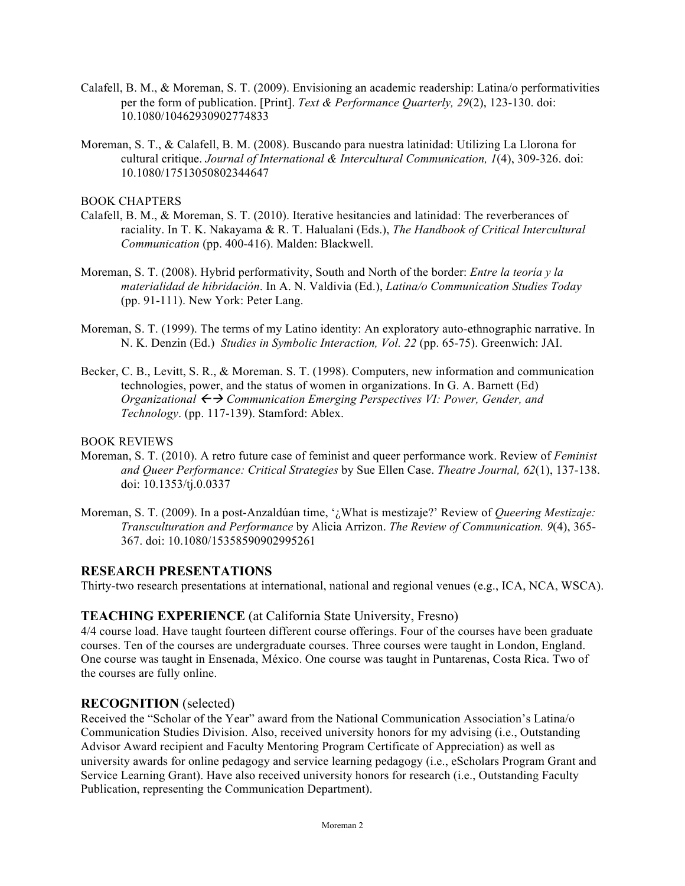Calafell, B. M., & Moreman, S. T. (2009). Envisioning an academic readership: Latina/o performativities per the form of publication. [Print]. *Text & Performance Quarterly, 29*(2), 123-130. doi: 10.1080/10462930902774833

Moreman, S. T., & Calafell, B. M. (2008). Buscando para nuestra latinidad: Utilizing La Llorona for cultural critique. *Journal of International & Intercultural Communication, 1*(4), 309-326. doi: 10.1080/17513050802344647

BOOK CHAPTERS

Calafell, B. M., & Moreman, S. T. (2010). Iterative hesitancies and latinidad: The reverberances of raciality. In T. K. Nakayama & R. T. Halualani (Eds.), *The Handbook of Critical Intercultural Communication* (pp. 400-416). Malden: Blackwell.

Moreman, S. T. (2008). Hybrid performativity, South and North of the border: *Entre la teoría y la materialidad de hibridación*. In A. N. Valdivia (Ed.), *Latina/o Communication Studies Today* (pp. 91-111). New York: Peter Lang.

Moreman, S. T. (1999). The terms of my Latino identity: An exploratory auto-ethnographic narrative. In N. K. Denzin (Ed.) *Studies in Symbolic Interaction, Vol. 22* (pp. 65-75). Greenwich: JAI.

Becker, C. B., Levitt, S. R., & Moreman. S. T. (1998). Computers, new information and communication technologies, power, and the status of women in organizations. In G. A. Barnett (Ed) *Organizational ←→ Communication Emerging Perspectives VI: Power, Gender, and Technology*. (pp. 117-139). Stamford: Ablex.

BOOK REVIEWS

Moreman, S. T. (2010). A retro future case of feminist and queer performance work. Review of *Feminist and Queer Performance: Critical Strategies* by Sue Ellen Case. *Theatre Journal, 62*(1), 137-138. doi: 10.1353/tj.0.0337

Moreman, S. T. (2009). In a post-Anzaldúan time, '¿What is mestizaje?' Review of *Queering Mestizaje: Transculturation and Performance* by Alicia Arrizon. *The Review of Communication. 9*(4), 365-367. doi: 10.1080/15358590902995261

## RESEARCH PRESENTATIONS

Thirty-two research presentations at international, national and regional venues (e.g., ICA, NCA, WSCA).

## TEACHING EXPERIENCE (at California State University, Fresno)

4/4 course load. Have taught fourteen different course offerings. Four of the courses have been graduate courses. Ten of the courses are undergraduate courses. Three courses were taught in London, England. One course was taught in Ensenada, México. One course was taught in Puntarenas, Costa Rica. Two of the courses are fully online.

## RECOGNITION (selected)

Received the "Scholar of the Year" award from the National Communication Association's Latina/o Communication Studies Division. Also, received university honors for my advising (i.e., Outstanding Advisor Award recipient and Faculty Mentoring Program Certificate of Appreciation) as well as university awards for online pedagogy and service learning pedagogy (i.e., eScholars Program Grant and Service Learning Grant). Have also received university honors for research (i.e., Outstanding Faculty Publication, representing the Communication Department).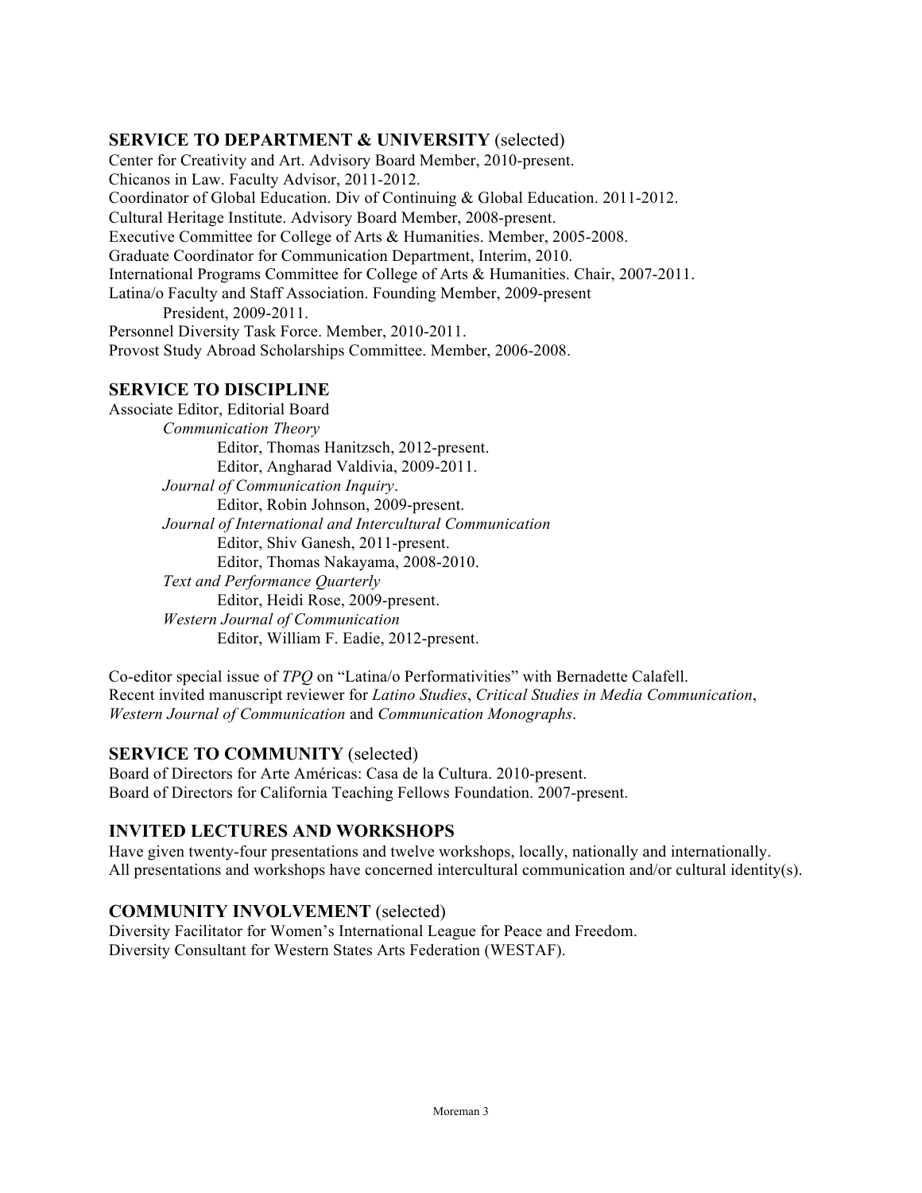## SERVICE TO DEPARTMENT & UNIVERSITY (selected)

Center for Creativity and Art. Advisory Board Member, 2010-present.
Chicanos in Law. Faculty Advisor, 2011-2012.
Coordinator of Global Education. Div of Continuing & Global Education. 2011-2012.
Cultural Heritage Institute. Advisory Board Member, 2008-present.
Executive Committee for College of Arts & Humanities. Member, 2005-2008.
Graduate Coordinator for Communication Department, Interim, 2010.
International Programs Committee for College of Arts & Humanities. Chair, 2007-2011.
Latina/o Faculty and Staff Association. Founding Member, 2009-present
    President, 2009-2011.
Personnel Diversity Task Force. Member, 2010-2011.
Provost Study Abroad Scholarships Committee. Member, 2006-2008.

## SERVICE TO DISCIPLINE

Associate Editor, Editorial Board

- *Communication Theory*
  - Editor, Thomas Hanitzsch, 2012-present.
  - Editor, Angharad Valdivia, 2009-2011.
- *Journal of Communication Inquiry*.
  - Editor, Robin Johnson, 2009-present.
- *Journal of International and Intercultural Communication*
  - Editor, Shiv Ganesh, 2011-present.
  - Editor, Thomas Nakayama, 2008-2010.
- *Text and Performance Quarterly*
  - Editor, Heidi Rose, 2009-present.
- *Western Journal of Communication*
  - Editor, William F. Eadie, 2012-present.

Co-editor special issue of *TPQ* on "Latina/o Performativities" with Bernadette Calafell.
Recent invited manuscript reviewer for *Latino Studies*, *Critical Studies in Media Communication*, *Western Journal of Communication* and *Communication Monographs*.

## SERVICE TO COMMUNITY (selected)

Board of Directors for Arte Américas: Casa de la Cultura. 2010-present.
Board of Directors for California Teaching Fellows Foundation. 2007-present.

## INVITED LECTURES AND WORKSHOPS

Have given twenty-four presentations and twelve workshops, locally, nationally and internationally.
All presentations and workshops have concerned intercultural communication and/or cultural identity(s).

## COMMUNITY INVOLVEMENT (selected)

Diversity Facilitator for Women's International League for Peace and Freedom.
Diversity Consultant for Western States Arts Federation (WESTAF).